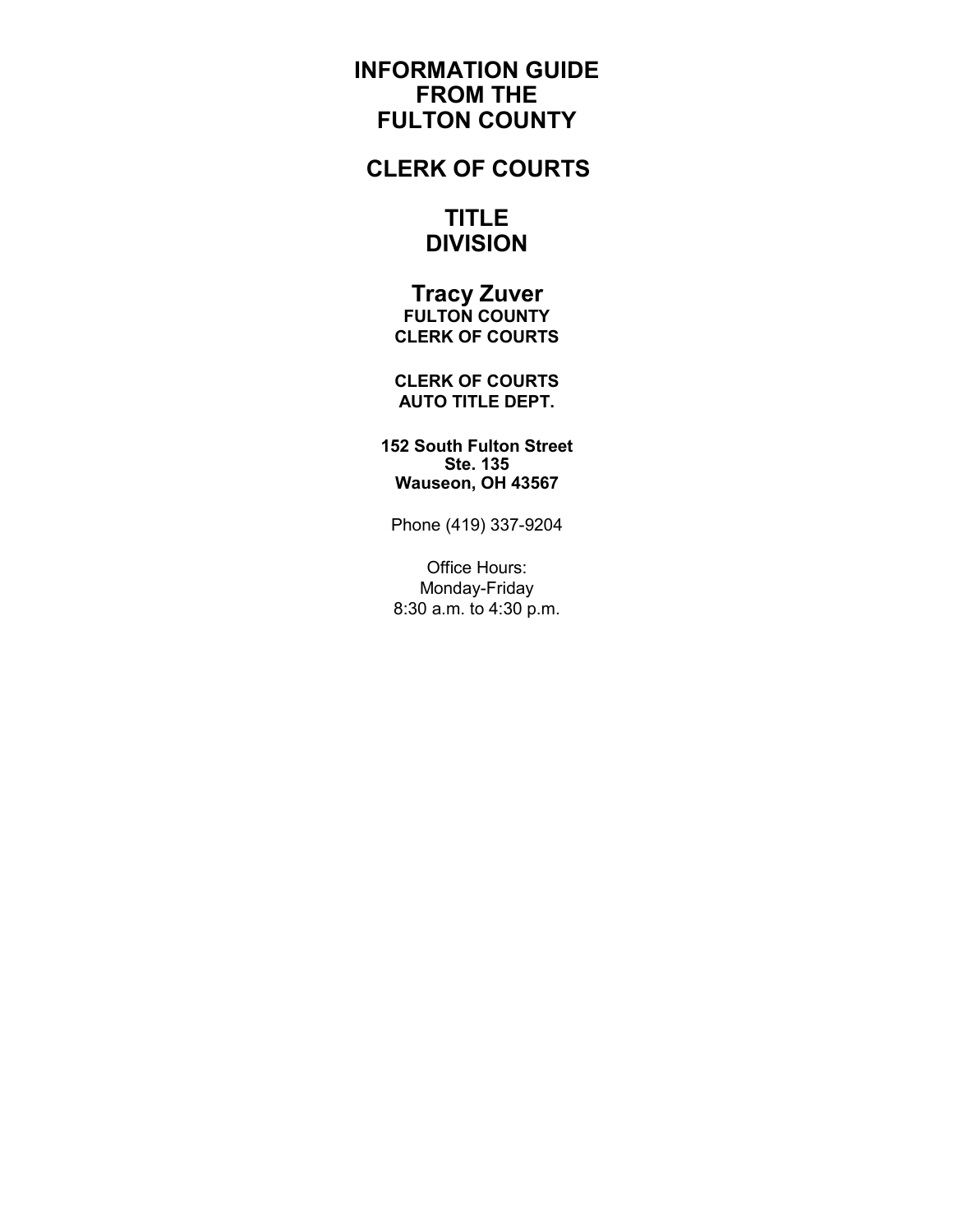# INFORMATION GUIDE FROM THE FULTON COUNTY

# CLERK OF COURTS

# TITLE DIVISION

## Tracy Zuver

**FULTON COUNTY**
**CLERK OF COURTS**

**CLERK OF COURTS**
**AUTO TITLE DEPT.**

**152 South Fulton Street**
**Ste. 135**
**Wauseon, OH 43567**

Phone (419) 337-9204

Office Hours:
Monday-Friday
8:30 a.m. to 4:30 p.m.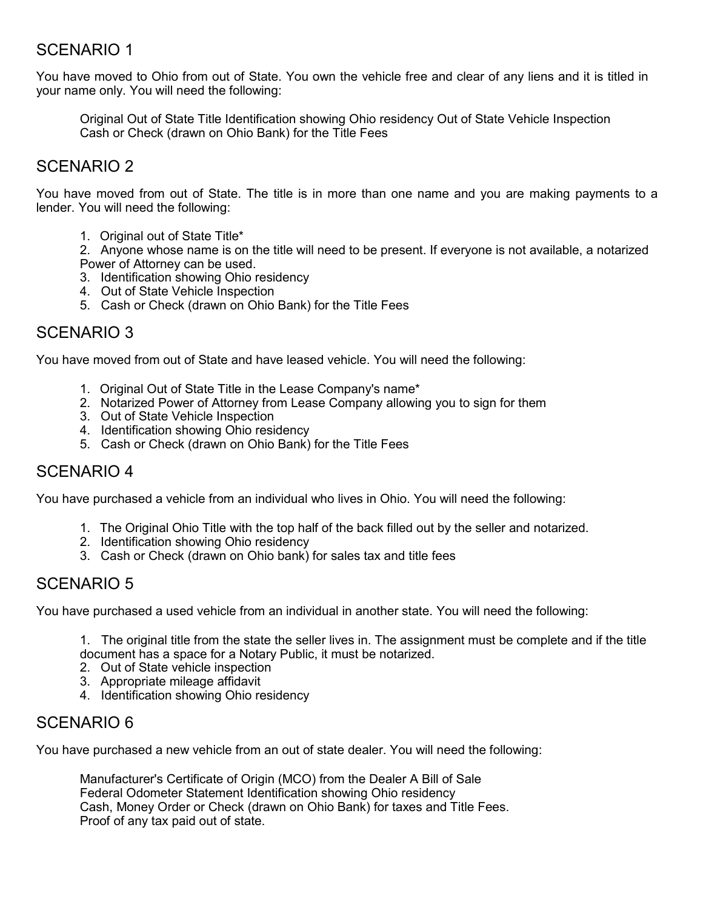## SCENARIO 1

You have moved to Ohio from out of State. You own the vehicle free and clear of any liens and it is titled in your name only. You will need the following:

Original Out of State Title Identification showing Ohio residency Out of State Vehicle Inspection
Cash or Check (drawn on Ohio Bank) for the Title Fees

## SCENARIO 2

You have moved from out of State. The title is in more than one name and you are making payments to a lender. You will need the following:

1. Original out of State Title*
2. Anyone whose name is on the title will need to be present. If everyone is not available, a notarized Power of Attorney can be used.
3. Identification showing Ohio residency
4. Out of State Vehicle Inspection
5. Cash or Check (drawn on Ohio Bank) for the Title Fees

## SCENARIO 3

You have moved from out of State and have leased vehicle. You will need the following:

1. Original Out of State Title in the Lease Company's name*
2. Notarized Power of Attorney from Lease Company allowing you to sign for them
3. Out of State Vehicle Inspection
4. Identification showing Ohio residency
5. Cash or Check (drawn on Ohio Bank) for the Title Fees

## SCENARIO 4

You have purchased a vehicle from an individual who lives in Ohio. You will need the following:

1. The Original Ohio Title with the top half of the back filled out by the seller and notarized.
2. Identification showing Ohio residency
3. Cash or Check (drawn on Ohio bank) for sales tax and title fees

## SCENARIO 5

You have purchased a used vehicle from an individual in another state. You will need the following:

1. The original title from the state the seller lives in. The assignment must be complete and if the title document has a space for a Notary Public, it must be notarized.
2. Out of State vehicle inspection
3. Appropriate mileage affidavit
4. Identification showing Ohio residency

## SCENARIO 6

You have purchased a new vehicle from an out of state dealer. You will need the following:

Manufacturer's Certificate of Origin (MCO) from the Dealer A Bill of Sale
Federal Odometer Statement Identification showing Ohio residency
Cash, Money Order or Check (drawn on Ohio Bank) for taxes and Title Fees.
Proof of any tax paid out of state.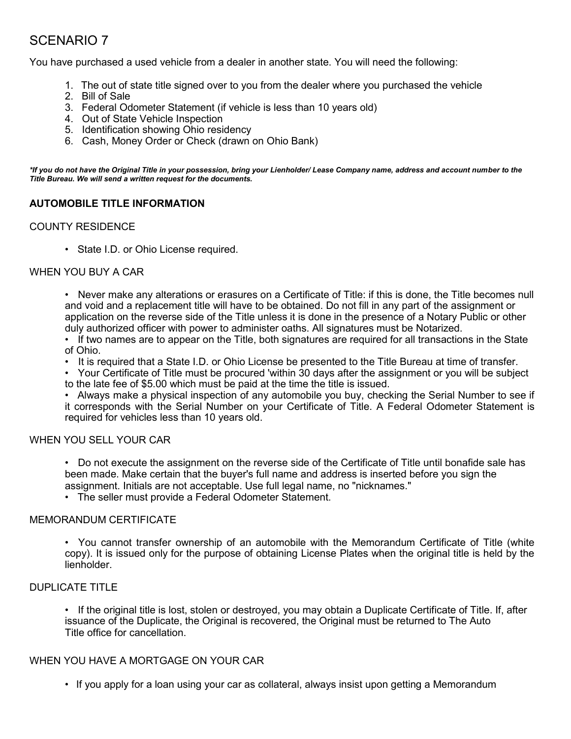# SCENARIO 7

You have purchased a used vehicle from a dealer in another state. You will need the following:

1. The out of state title signed over to you from the dealer where you purchased the vehicle
2. Bill of Sale
3. Federal Odometer Statement (if vehicle is less than 10 years old)
4. Out of State Vehicle Inspection
5. Identification showing Ohio residency
6. Cash, Money Order or Check (drawn on Ohio Bank)

***If you do not have the Original Title in your possession, bring your Lienholder/ Lease Company name, address and account number to the Title Bureau. We will send a written request for the documents.***

## AUTOMOBILE TITLE INFORMATION

### COUNTY RESIDENCE

- State I.D. or Ohio License required.

### WHEN YOU BUY A CAR

- Never make any alterations or erasures on a Certificate of Title: if this is done, the Title becomes null and void and a replacement title will have to be obtained. Do not fill in any part of the assignment or application on the reverse side of the Title unless it is done in the presence of a Notary Public or other duly authorized officer with power to administer oaths. All signatures must be Notarized.
- If two names are to appear on the Title, both signatures are required for all transactions in the State of Ohio.
- It is required that a State I.D. or Ohio License be presented to the Title Bureau at time of transfer.
- Your Certificate of Title must be procured 'within 30 days after the assignment or you will be subject to the late fee of $5.00 which must be paid at the time the title is issued.
- Always make a physical inspection of any automobile you buy, checking the Serial Number to see if it corresponds with the Serial Number on your Certificate of Title. A Federal Odometer Statement is required for vehicles less than 10 years old.

### WHEN YOU SELL YOUR CAR

- Do not execute the assignment on the reverse side of the Certificate of Title until bonafide sale has been made. Make certain that the buyer's full name and address is inserted before you sign the assignment. Initials are not acceptable. Use full legal name, no "nicknames."
- The seller must provide a Federal Odometer Statement.

### MEMORANDUM CERTIFICATE

- You cannot transfer ownership of an automobile with the Memorandum Certificate of Title (white copy). It is issued only for the purpose of obtaining License Plates when the original title is held by the lienholder.

### DUPLICATE TITLE

- If the original title is lost, stolen or destroyed, you may obtain a Duplicate Certificate of Title. If, after issuance of the Duplicate, the Original is recovered, the Original must be returned to The Auto Title office for cancellation.

### WHEN YOU HAVE A MORTGAGE ON YOUR CAR

- If you apply for a loan using your car as collateral, always insist upon getting a Memorandum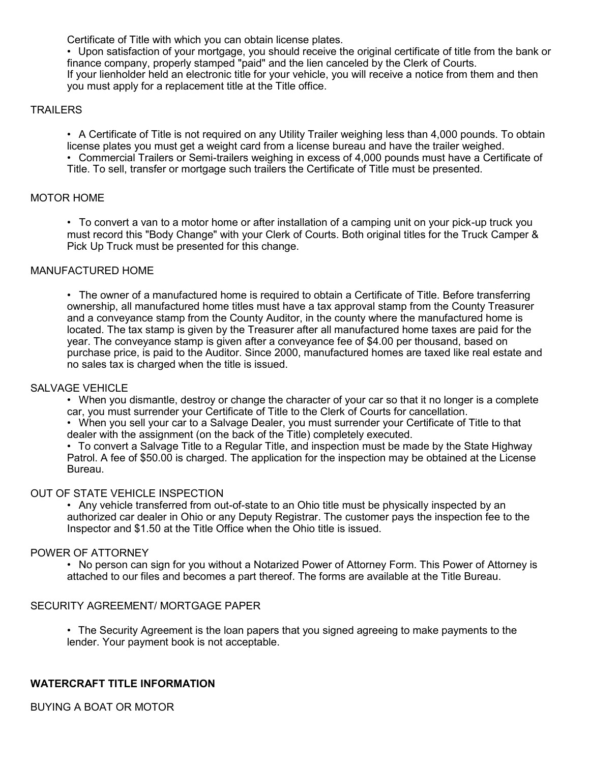Certificate of Title with which you can obtain license plates.

- Upon satisfaction of your mortgage, you should receive the original certificate of title from the bank or finance company, properly stamped "paid" and the lien canceled by the Clerk of Courts.

If your lienholder held an electronic title for your vehicle, you will receive a notice from them and then you must apply for a replacement title at the Title office.

## TRAILERS

- A Certificate of Title is not required on any Utility Trailer weighing less than 4,000 pounds. To obtain license plates you must get a weight card from a license bureau and have the trailer weighed.
- Commercial Trailers or Semi-trailers weighing in excess of 4,000 pounds must have a Certificate of Title. To sell, transfer or mortgage such trailers the Certificate of Title must be presented.

## MOTOR HOME

- To convert a van to a motor home or after installation of a camping unit on your pick-up truck you must record this "Body Change" with your Clerk of Courts. Both original titles for the Truck Camper & Pick Up Truck must be presented for this change.

## MANUFACTURED HOME

- The owner of a manufactured home is required to obtain a Certificate of Title. Before transferring ownership, all manufactured home titles must have a tax approval stamp from the County Treasurer and a conveyance stamp from the County Auditor, in the county where the manufactured home is located. The tax stamp is given by the Treasurer after all manufactured home taxes are paid for the year. The conveyance stamp is given after a conveyance fee of $4.00 per thousand, based on purchase price, is paid to the Auditor. Since 2000, manufactured homes are taxed like real estate and no sales tax is charged when the title is issued.

## SALVAGE VEHICLE

- When you dismantle, destroy or change the character of your car so that it no longer is a complete car, you must surrender your Certificate of Title to the Clerk of Courts for cancellation.
- When you sell your car to a Salvage Dealer, you must surrender your Certificate of Title to that dealer with the assignment (on the back of the Title) completely executed.
- To convert a Salvage Title to a Regular Title, and inspection must be made by the State Highway Patrol. A fee of $50.00 is charged. The application for the inspection may be obtained at the License Bureau.

## OUT OF STATE VEHICLE INSPECTION

- Any vehicle transferred from out-of-state to an Ohio title must be physically inspected by an authorized car dealer in Ohio or any Deputy Registrar. The customer pays the inspection fee to the Inspector and $1.50 at the Title Office when the Ohio title is issued.

## POWER OF ATTORNEY

- No person can sign for you without a Notarized Power of Attorney Form. This Power of Attorney is attached to our files and becomes a part thereof. The forms are available at the Title Bureau.

## SECURITY AGREEMENT/ MORTGAGE PAPER

- The Security Agreement is the loan papers that you signed agreeing to make payments to the lender. Your payment book is not acceptable.

# WATERCRAFT TITLE INFORMATION

## BUYING A BOAT OR MOTOR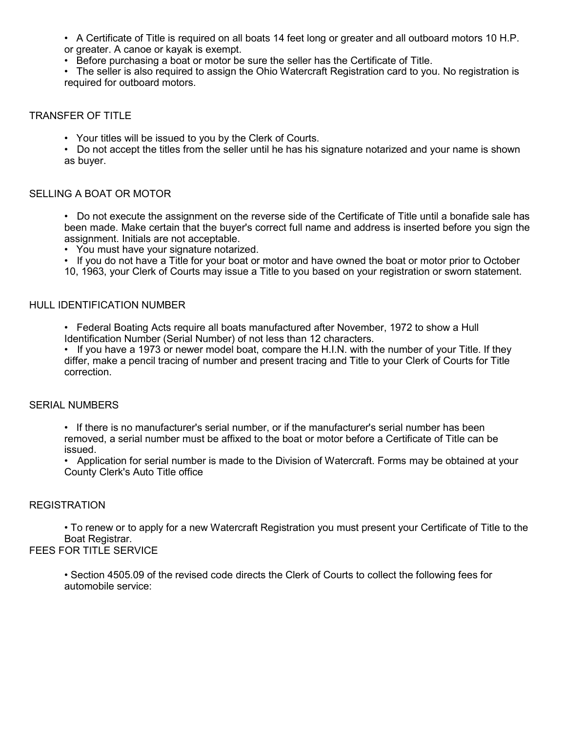- A Certificate of Title is required on all boats 14 feet long or greater and all outboard motors 10 H.P. or greater. A canoe or kayak is exempt.
- Before purchasing a boat or motor be sure the seller has the Certificate of Title.
- The seller is also required to assign the Ohio Watercraft Registration card to you. No registration is required for outboard motors.

## TRANSFER OF TITLE

- Your titles will be issued to you by the Clerk of Courts.
- Do not accept the titles from the seller until he has his signature notarized and your name is shown as buyer.

## SELLING A BOAT OR MOTOR

- Do not execute the assignment on the reverse side of the Certificate of Title until a bonafide sale has been made. Make certain that the buyer's correct full name and address is inserted before you sign the assignment. Initials are not acceptable.
- You must have your signature notarized.
- If you do not have a Title for your boat or motor and have owned the boat or motor prior to October 10, 1963, your Clerk of Courts may issue a Title to you based on your registration or sworn statement.

## HULL IDENTIFICATION NUMBER

- Federal Boating Acts require all boats manufactured after November, 1972 to show a Hull Identification Number (Serial Number) of not less than 12 characters.
- If you have a 1973 or newer model boat, compare the H.I.N. with the number of your Title. If they differ, make a pencil tracing of number and present tracing and Title to your Clerk of Courts for Title correction.

## SERIAL NUMBERS

- If there is no manufacturer's serial number, or if the manufacturer's serial number has been removed, a serial number must be affixed to the boat or motor before a Certificate of Title can be issued.
- Application for serial number is made to the Division of Watercraft. Forms may be obtained at your County Clerk's Auto Title office

## REGISTRATION

- To renew or to apply for a new Watercraft Registration you must present your Certificate of Title to the Boat Registrar.

## FEES FOR TITLE SERVICE

- Section 4505.09 of the revised code directs the Clerk of Courts to collect the following fees for automobile service: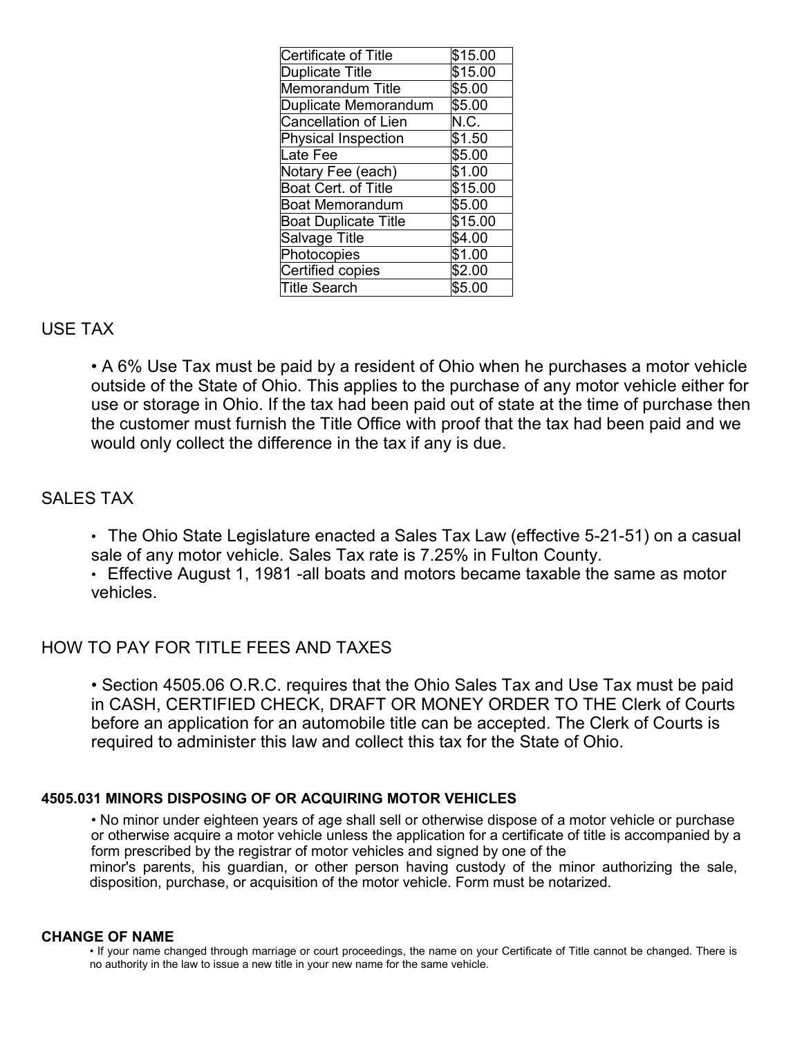| | |
|---|---|
| Certificate of Title | $15.00 |
| Duplicate Title | $15.00 |
| Memorandum Title | $5.00 |
| Duplicate Memorandum | $5.00 |
| Cancellation of Lien | N.C. |
| Physical Inspection | $1.50 |
| Late Fee | $5.00 |
| Notary Fee (each) | $1.00 |
| Boat Cert. of Title | $15.00 |
| Boat Memorandum | $5.00 |
| Boat Duplicate Title | $15.00 |
| Salvage Title | $4.00 |
| Photocopies | $1.00 |
| Certified copies | $2.00 |
| Title Search | $5.00 |

## USE TAX

- A 6% Use Tax must be paid by a resident of Ohio when he purchases a motor vehicle outside of the State of Ohio. This applies to the purchase of any motor vehicle either for use or storage in Ohio. If the tax had been paid out of state at the time of purchase then the customer must furnish the Title Office with proof that the tax had been paid and we would only collect the difference in the tax if any is due.

## SALES TAX

- The Ohio State Legislature enacted a Sales Tax Law (effective 5-21-51) on a casual sale of any motor vehicle. Sales Tax rate is 7.25% in Fulton County.
- Effective August 1, 1981 -all boats and motors became taxable the same as motor vehicles.

## HOW TO PAY FOR TITLE FEES AND TAXES

- Section 4505.06 O.R.C. requires that the Ohio Sales Tax and Use Tax must be paid in CASH, CERTIFIED CHECK, DRAFT OR MONEY ORDER TO THE Clerk of Courts before an application for an automobile title can be accepted. The Clerk of Courts is required to administer this law and collect this tax for the State of Ohio.

### 4505.031 MINORS DISPOSING OF OR ACQUIRING MOTOR VEHICLES

- No minor under eighteen years of age shall sell or otherwise dispose of a motor vehicle or purchase or otherwise acquire a motor vehicle unless the application for a certificate of title is accompanied by a form prescribed by the registrar of motor vehicles and signed by one of the minor's parents, his guardian, or other person having custody of the minor authorizing the sale, disposition, purchase, or acquisition of the motor vehicle. Form must be notarized.

### CHANGE OF NAME

- If your name changed through marriage or court proceedings, the name on your Certificate of Title cannot be changed. There is no authority in the law to issue a new title in your new name for the same vehicle.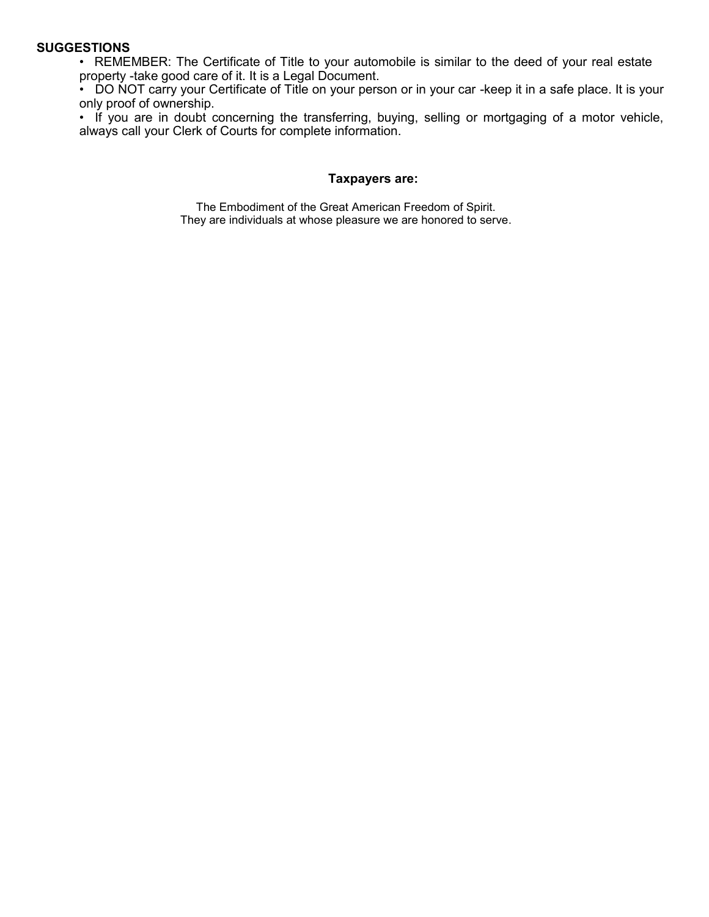## SUGGESTIONS

- REMEMBER: The Certificate of Title to your automobile is similar to the deed of your real estate property -take good care of it. It is a Legal Document.
- DO NOT carry your Certificate of Title on your person or in your car -keep it in a safe place. It is your only proof of ownership.
- If you are in doubt concerning the transferring, buying, selling or mortgaging of a motor vehicle, always call your Clerk of Courts for complete information.

**Taxpayers are:**

The Embodiment of the Great American Freedom of Spirit.
They are individuals at whose pleasure we are honored to serve.